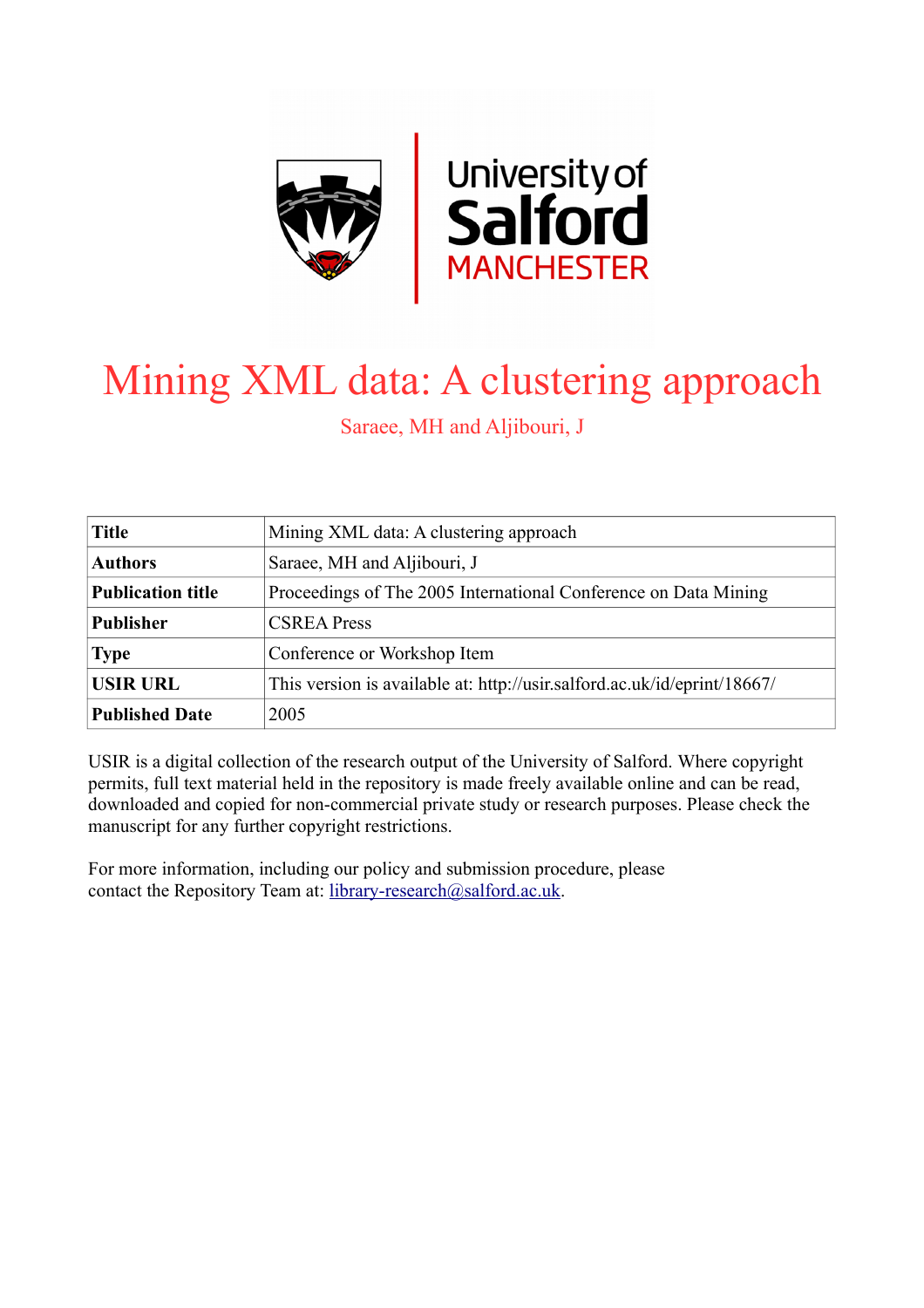# Mining XML data: A clustering approach

Saraee, MH and Aljibouri, J

| **Title** | Mining XML data: A clustering approach |
|---|---|
| **Authors** | Saraee, MH and Aljibouri, J |
| **Publication title** | Proceedings of The 2005 International Conference on Data Mining |
| **Publisher** | CSREA Press |
| **Type** | Conference or Workshop Item |
| **USIR URL** | This version is available at: http://usir.salford.ac.uk/id/eprint/18667/ |
| **Published Date** | 2005 |

USIR is a digital collection of the research output of the University of Salford. Where copyright permits, full text material held in the repository is made freely available online and can be read, downloaded and copied for non-commercial private study or research purposes. Please check the manuscript for any further copyright restrictions.

For more information, including our policy and submission procedure, please contact the Repository Team at: library-research@salford.ac.uk.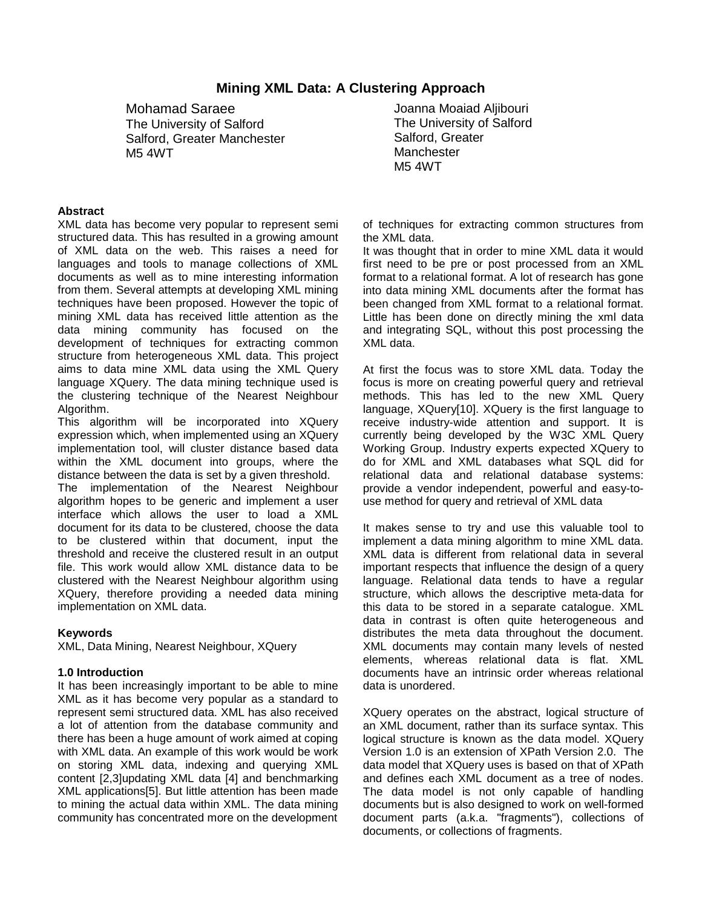# Mining XML Data: A Clustering Approach

Mohamad Saraee
The University of Salford
Salford, Greater Manchester
M5 4WT

Joanna Moaiad Aljibouri
The University of Salford
Salford, Greater Manchester
M5 4WT

**Abstract**

XML data has become very popular to represent semi structured data. This has resulted in a growing amount of XML data on the web. This raises a need for languages and tools to manage collections of XML documents as well as to mine interesting information from them. Several attempts at developing XML mining techniques have been proposed. However the topic of mining XML data has received little attention as the data mining community has focused on the development of techniques for extracting common structure from heterogeneous XML data. This project aims to data mine XML data using the XML Query language XQuery. The data mining technique used is the clustering technique of the Nearest Neighbour Algorithm.

This algorithm will be incorporated into XQuery expression which, when implemented using an XQuery implementation tool, will cluster distance based data within the XML document into groups, where the distance between the data is set by a given threshold.

The implementation of the Nearest Neighbour algorithm hopes to be generic and implement a user interface which allows the user to load a XML document for its data to be clustered, choose the data to be clustered within that document, input the threshold and receive the clustered result in an output file. This work would allow XML distance data to be clustered with the Nearest Neighbour algorithm using XQuery, therefore providing a needed data mining implementation on XML data.

**Keywords**

XML, Data Mining, Nearest Neighbour, XQuery

**1.0 Introduction**

It has been increasingly important to be able to mine XML as it has become very popular as a standard to represent semi structured data. XML has also received a lot of attention from the database community and there has been a huge amount of work aimed at coping with XML data. An example of this work would be work on storing XML data, indexing and querying XML content [2,3]updating XML data [4] and benchmarking XML applications[5]. But little attention has been made to mining the actual data within XML. The data mining community has concentrated more on the development of techniques for extracting common structures from the XML data.

It was thought that in order to mine XML data it would first need to be pre or post processed from an XML format to a relational format. A lot of research has gone into data mining XML documents after the format has been changed from XML format to a relational format. Little has been done on directly mining the xml data and integrating SQL, without this post processing the XML data.

At first the focus was to store XML data. Today the focus is more on creating powerful query and retrieval methods. This has led to the new XML Query language, XQuery[10]. XQuery is the first language to receive industry-wide attention and support. It is currently being developed by the W3C XML Query Working Group. Industry experts expected XQuery to do for XML and XML databases what SQL did for relational data and relational database systems: provide a vendor independent, powerful and easy-to-use method for query and retrieval of XML data

It makes sense to try and use this valuable tool to implement a data mining algorithm to mine XML data. XML data is different from relational data in several important respects that influence the design of a query language. Relational data tends to have a regular structure, which allows the descriptive meta-data for this data to be stored in a separate catalogue. XML data in contrast is often quite heterogeneous and distributes the meta data throughout the document. XML documents may contain many levels of nested elements, whereas relational data is flat. XML documents have an intrinsic order whereas relational data is unordered.

XQuery operates on the abstract, logical structure of an XML document, rather than its surface syntax. This logical structure is known as the data model. XQuery Version 1.0 is an extension of XPath Version 2.0. The data model that XQuery uses is based on that of XPath and defines each XML document as a tree of nodes. The data model is not only capable of handling documents but is also designed to work on well-formed document parts (a.k.a. "fragments"), collections of documents, or collections of fragments.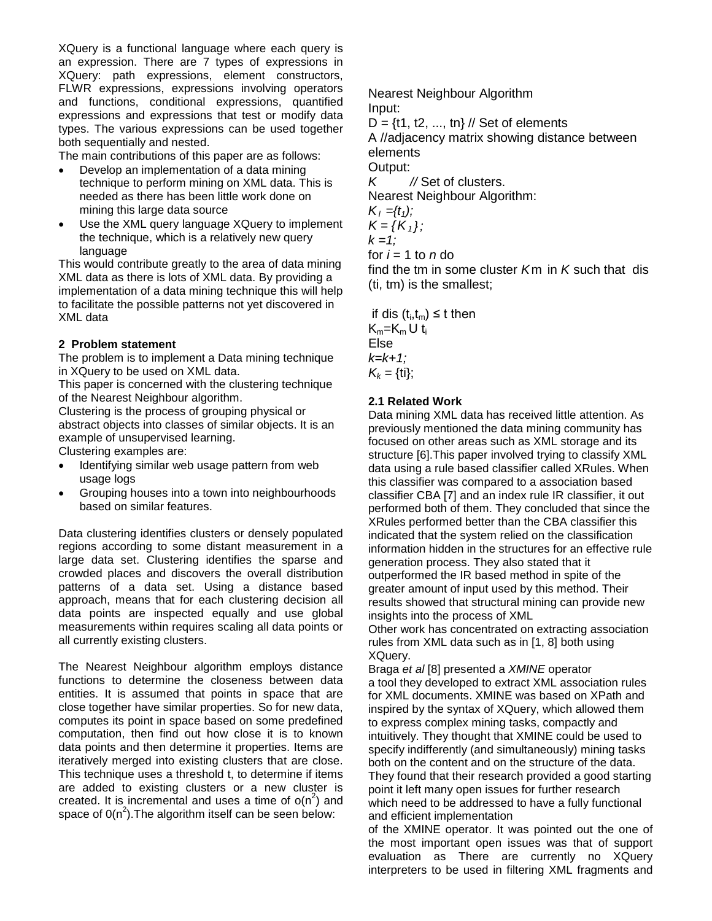XQuery is a functional language where each query is an expression. There are 7 types of expressions in XQuery: path expressions, element constructors, FLWR expressions, expressions involving operators and functions, conditional expressions, quantified expressions and expressions that test or modify data types. The various expressions can be used together both sequentially and nested.

The main contributions of this paper are as follows:

- Develop an implementation of a data mining technique to perform mining on XML data. This is needed as there has been little work done on mining this large data source
- Use the XML query language XQuery to implement the technique, which is a relatively new query language

This would contribute greatly to the area of data mining XML data as there is lots of XML data. By providing a implementation of a data mining technique this will help to facilitate the possible patterns not yet discovered in XML data

## 2 Problem statement

The problem is to implement a Data mining technique in XQuery to be used on XML data.

This paper is concerned with the clustering technique of the Nearest Neighbour algorithm.

Clustering is the process of grouping physical or abstract objects into classes of similar objects. It is an example of unsupervised learning.

Clustering examples are:

- Identifying similar web usage pattern from web usage logs
- Grouping houses into a town into neighbourhoods based on similar features.

Data clustering identifies clusters or densely populated regions according to some distant measurement in a large data set. Clustering identifies the sparse and crowded places and discovers the overall distribution patterns of a data set. Using a distance based approach, means that for each clustering decision all data points are inspected equally and use global measurements within requires scaling all data points or all currently existing clusters.

The Nearest Neighbour algorithm employs distance functions to determine the closeness between data entities. It is assumed that points in space that are close together have similar properties. So for new data, computes its point in space based on some predefined computation, then find out how close it is to known data points and then determine it properties. Items are iteratively merged into existing clusters that are close. This technique uses a threshold t, to determine if items are added to existing clusters or a new cluster is created. It is incremental and uses a time of $o(n^2)$ and space of $0(n^2)$. The algorithm itself can be seen below:

Nearest Neighbour Algorithm

Input:

D = {t1, t2, ..., tn} // Set of elements

A //adjacency matrix showing distance between elements

Output:

*K* // Set of clusters.

Nearest Neighbour Algorithm:

$K_1 = \{t_1\};$

$K = \{K_1\};$

$k = 1;$

for $i$ = 1 to $n$ do

find the tm in some cluster $K$m in $K$ such that dis (ti, tm) is the smallest;

if dis $(t_i, t_m) \leq t$ then

$K_m = K_m \cup t_i$

Else

$k = k + 1;$

$K_k$ = {ti};

### 2.1 Related Work

Data mining XML data has received little attention. As previously mentioned the data mining community has focused on other areas such as XML storage and its structure [6].This paper involved trying to classify XML data using a rule based classifier called XRules. When this classifier was compared to a association based classifier CBA [7] and an index rule IR classifier, it out performed both of them. They concluded that since the XRules performed better than the CBA classifier this indicated that the system relied on the classification information hidden in the structures for an effective rule generation process. They also stated that it outperformed the IR based method in spite of the greater amount of input used by this method. Their results showed that structural mining can provide new insights into the process of XML

Other work has concentrated on extracting association rules from XML data such as in [1, 8] both using XQuery.

Braga *et al* [8] presented a *XMINE* operator a tool they developed to extract XML association rules for XML documents. XMINE was based on XPath and inspired by the syntax of XQuery, which allowed them to express complex mining tasks, compactly and intuitively. They thought that XMINE could be used to specify indifferently (and simultaneously) mining tasks both on the content and on the structure of the data. They found that their research provided a good starting point it left many open issues for further research which need to be addressed to have a fully functional and efficient implementation of the XMINE operator. It was pointed out the one of the most important open issues was that of support evaluation as There are currently no XQuery interpreters to be used in filtering XML fragments and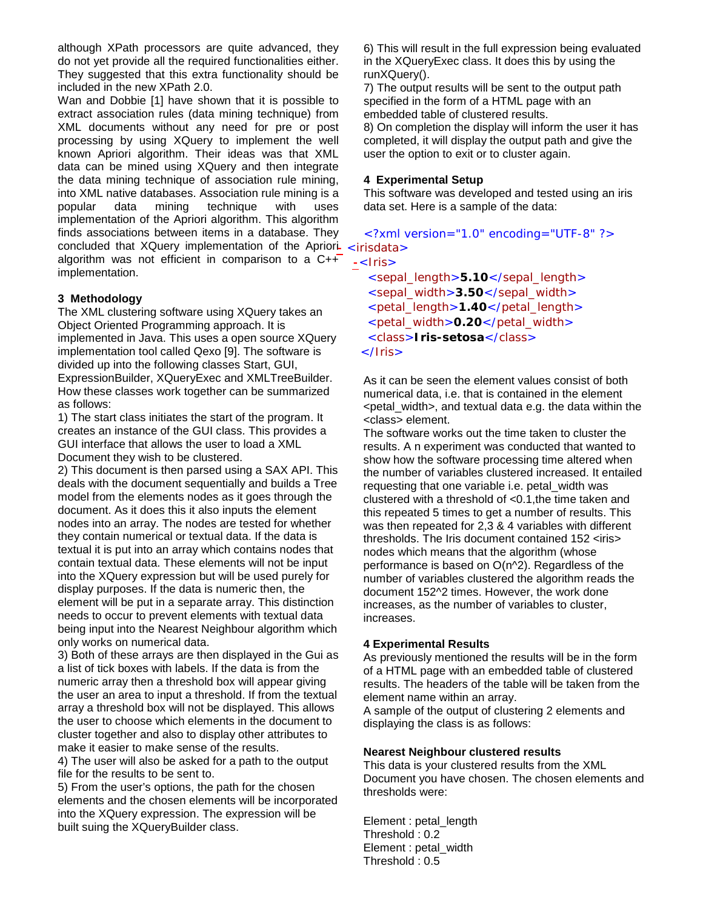although XPath processors are quite advanced, they do not yet provide all the required functionalities either. They suggested that this extra functionality should be included in the new XPath 2.0.

Wan and Dobbie [1] have shown that it is possible to extract association rules (data mining technique) from XML documents without any need for pre or post processing by using XQuery to implement the well known Apriori algorithm. Their ideas was that XML data can be mined using XQuery and then integrate the data mining technique of association rule mining, into XML native databases. Association rule mining is a popular data mining technique with uses implementation of the Apriori algorithm. This algorithm finds associations between items in a database. They concluded that XQuery implementation of the Apriori algorithm was not efficient in comparison to a C++ implementation.

### 3 Methodology

The XML clustering software using XQuery takes an Object Oriented Programming approach. It is implemented in Java. This uses a open source XQuery implementation tool called Qexo [9]. The software is divided up into the following classes Start, GUI, ExpressionBuilder, XQueryExec and XMLTreeBuilder. How these classes work together can be summarized as follows:

1) The start class initiates the start of the program. It creates an instance of the GUI class. This provides a GUI interface that allows the user to load a XML Document they wish to be clustered.

2) This document is then parsed using a SAX API. This deals with the document sequentially and builds a Tree model from the elements nodes as it goes through the document. As it does this it also inputs the element nodes into an array. The nodes are tested for whether they contain numerical or textual data. If the data is textual it is put into an array which contains nodes that contain textual data. These elements will not be input into the XQuery expression but will be used purely for display purposes. If the data is numeric then, the element will be put in a separate array. This distinction needs to occur to prevent elements with textual data being input into the Nearest Neighbour algorithm which only works on numerical data.

3) Both of these arrays are then displayed in the Gui as a list of tick boxes with labels. If the data is from the numeric array then a threshold box will appear giving the user an area to input a threshold. If from the textual array a threshold box will not be displayed. This allows the user to choose which elements in the document to cluster together and also to display other attributes to make it easier to make sense of the results.

4) The user will also be asked for a path to the output file for the results to be sent to.

5) From the user's options, the path for the chosen elements and the chosen elements will be incorporated into the XQuery expression. The expression will be built suing the XQueryBuilder class.

6) This will result in the full expression being evaluated in the XQueryExec class. It does this by using the runXQuery().

7) The output results will be sent to the output path specified in the form of a HTML page with an embedded table of clustered results.

8) On completion the display will inform the user it has completed, it will display the output path and give the user the option to exit or to cluster again.

### 4 Experimental Setup

This software was developed and tested using an iris data set. Here is a sample of the data:

```
<?xml version="1.0" encoding="UTF-8" ?>
- <irisdata>
 - <Iris>
    <sepal_length>5.10</sepal_length>
    <sepal_width>3.50</sepal_width>
    <petal_length>1.40</petal_length>
    <petal_width>0.20</petal_width>
    <class>Iris-setosa</class>
   </Iris>
```

As it can be seen the element values consist of both numerical data, i.e. that is contained in the element <petal_width>, and textual data e.g. the data within the <class> element.

The software works out the time taken to cluster the results. A n experiment was conducted that wanted to show how the software processing time altered when the number of variables clustered increased. It entailed requesting that one variable i.e. petal_width was clustered with a threshold of <0.1,the time taken and this repeated 5 times to get a number of results. This was then repeated for 2,3 & 4 variables with different thresholds. The Iris document contained 152 <iris> nodes which means that the algorithm (whose performance is based on O(n^2). Regardless of the number of variables clustered the algorithm reads the document 152^2 times. However, the work done increases, as the number of variables to cluster, increases.

### 4 Experimental Results

As previously mentioned the results will be in the form of a HTML page with an embedded table of clustered results. The headers of the table will be taken from the element name within an array.

A sample of the output of clustering 2 elements and displaying the class is as follows:

**Nearest Neighbour clustered results**

This data is your clustered results from the XML Document you have chosen. The chosen elements and thresholds were:

Element : petal_length
Threshold : 0.2
Element : petal_width
Threshold : 0.5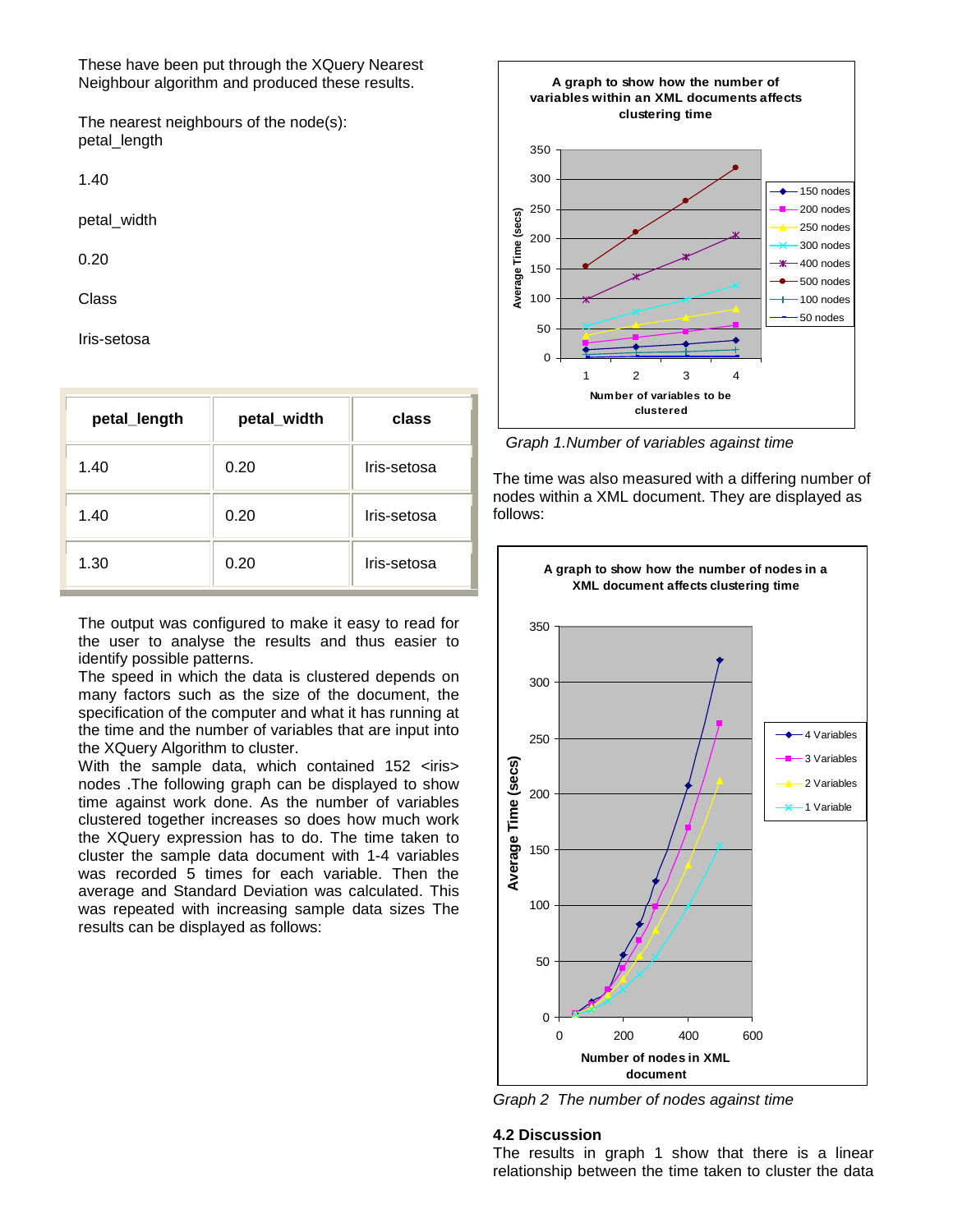These have been put through the XQuery Nearest Neighbour algorithm and produced these results.

The nearest neighbours of the node(s):
petal_length

1.40

petal_width

0.20

Class

Iris-setosa

| petal_length | petal_width | class |
|---|---|---|
| 1.40 | 0.20 | Iris-setosa |
| 1.40 | 0.20 | Iris-setosa |
| 1.30 | 0.20 | Iris-setosa |

The output was configured to make it easy to read for the user to analyse the results and thus easier to identify possible patterns.
The speed in which the data is clustered depends on many factors such as the size of the document, the specification of the computer and what it has running at the time and the number of variables that are input into the XQuery Algorithm to cluster.
With the sample data, which contained 152 <iris> nodes .The following graph can be displayed to show time against work done. As the number of variables clustered together increases so does how much work the XQuery expression has to do. The time taken to cluster the sample data document with 1-4 variables was recorded 5 times for each variable. Then the average and Standard Deviation was calculated. This was repeated with increasing sample data sizes The results can be displayed as follows:

*Graph 1.Number of variables against time*

The time was also measured with a differing number of nodes within a XML document. They are displayed as follows:

*Graph 2 The number of nodes against time*

**4.2 Discussion**
The results in graph 1 show that there is a linear relationship between the time taken to cluster the data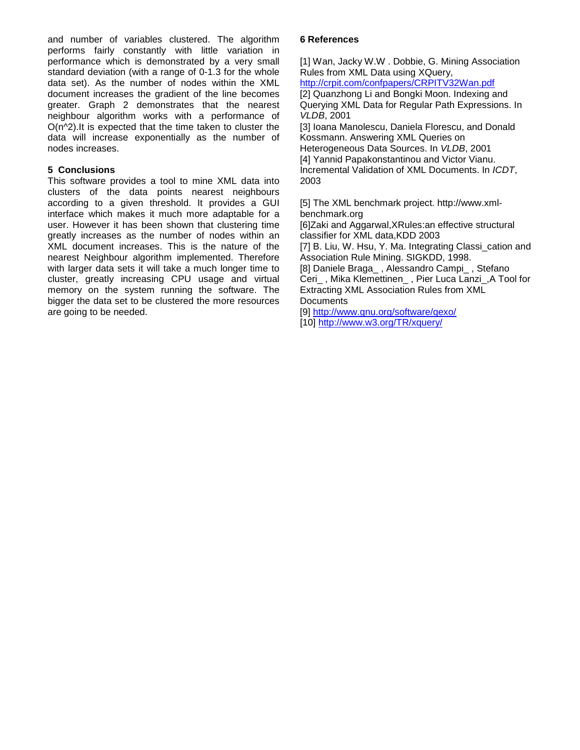and number of variables clustered. The algorithm performs fairly constantly with little variation in performance which is demonstrated by a very small standard deviation (with a range of 0-1.3 for the whole data set). As the number of nodes within the XML document increases the gradient of the line becomes greater. Graph 2 demonstrates that the nearest neighbour algorithm works with a performance of $O(n^2)$.It is expected that the time taken to cluster the data will increase exponentially as the number of nodes increases.

## 5 Conclusions

This software provides a tool to mine XML data into clusters of the data points nearest neighbours according to a given threshold. It provides a GUI interface which makes it much more adaptable for a user. However it has been shown that clustering time greatly increases as the number of nodes within an XML document increases. This is the nature of the nearest Neighbour algorithm implemented. Therefore with larger data sets it will take a much longer time to cluster, greatly increasing CPU usage and virtual memory on the system running the software. The bigger the data set to be clustered the more resources are going to be needed.

## 6 References

[1] Wan, Jacky W.W . Dobbie, G. Mining Association Rules from XML Data using XQuery, http://crpit.com/confpapers/CRPITV32Wan.pdf

[2] Quanzhong Li and Bongki Moon. Indexing and Querying XML Data for Regular Path Expressions. In *VLDB*, 2001

[3] Ioana Manolescu, Daniela Florescu, and Donald Kossmann. Answering XML Queries on Heterogeneous Data Sources. In *VLDB*, 2001

[4] Yannid Papakonstantinou and Victor Vianu. Incremental Validation of XML Documents. In *ICDT*, 2003

[5] The XML benchmark project. http://www.xml-benchmark.org

[6]Zaki and Aggarwal,XRules:an effective structural classifier for XML data,KDD 2003

[7] B. Liu, W. Hsu, Y. Ma. Integrating Classi_cation and Association Rule Mining. SIGKDD, 1998.

[8] Daniele Braga_ , Alessandro Campi_ , Stefano Ceri_ , Mika Klemettinen_ , Pier Luca Lanzi_,A Tool for Extracting XML Association Rules from XML Documents

[9] http://www.gnu.org/software/qexo/

[10] http://www.w3.org/TR/xquery/